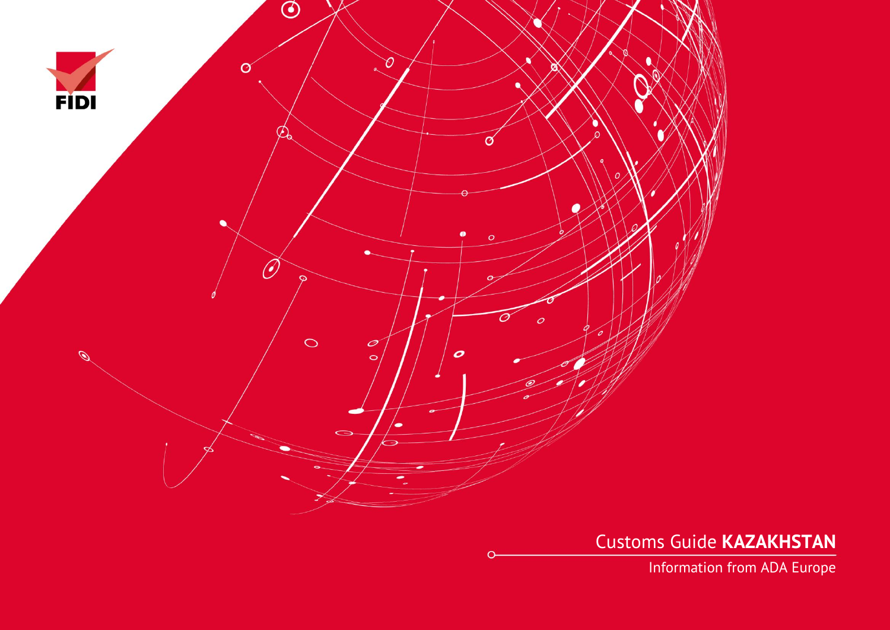FIDI

# Customs Guide **KAZAKHSTAN**

Information from ADA Europe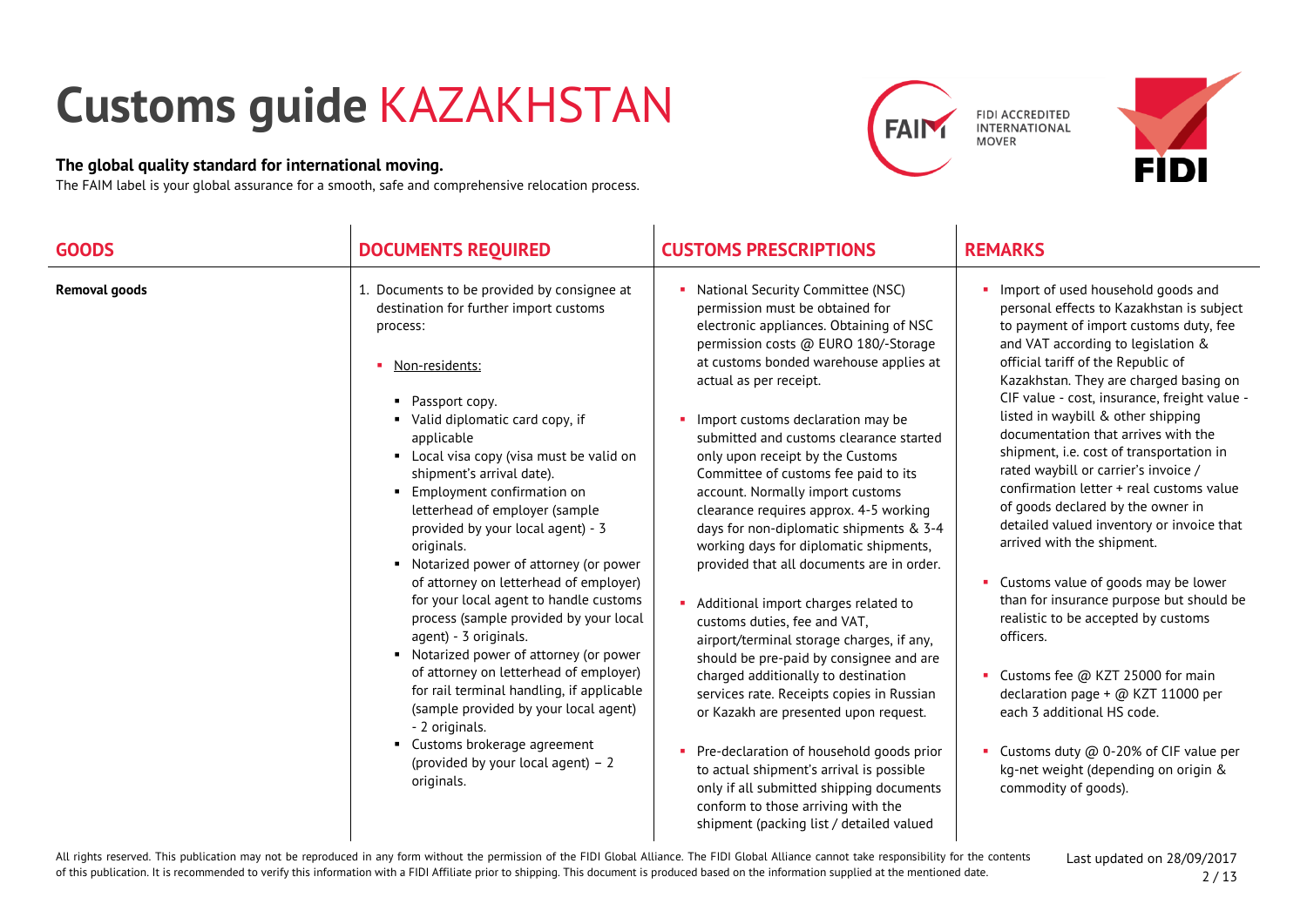# Customs guide KAZAKHSTAN

**The global quality standard for international moving.**
The FAIM label is your global assurance for a smooth, safe and comprehensive relocation process.

FIDI ACCREDITED INTERNATIONAL MOVER

| GOODS | DOCUMENTS REQUIRED | CUSTOMS PRESCRIPTIONS | REMARKS |
|---|---|---|---|
| **Removal goods** | 1. Documents to be provided by consignee at destination for further import customs process:<br><br>▪ Non-residents:<br><br>▪ Passport copy.<br>▪ Valid diplomatic card copy, if applicable<br>▪ Local visa copy (visa must be valid on shipment's arrival date).<br>▪ Employment confirmation on letterhead of employer (sample provided by your local agent) - 3 originals.<br>▪ Notarized power of attorney (or power of attorney on letterhead of employer) for your local agent to handle customs process (sample provided by your local agent) - 3 originals.<br>▪ Notarized power of attorney (or power of attorney on letterhead of employer) for rail terminal handling, if applicable (sample provided by your local agent) - 2 originals.<br>▪ Customs brokerage agreement (provided by your local agent) – 2 originals. | ▪ National Security Committee (NSC) permission must be obtained for electronic appliances. Obtaining of NSC permission costs @ EURO 180/-Storage at customs bonded warehouse applies at actual as per receipt.<br><br>▪ Import customs declaration may be submitted and customs clearance started only upon receipt by the Customs Committee of customs fee paid to its account. Normally import customs clearance requires approx. 4-5 working days for non-diplomatic shipments & 3-4 working days for diplomatic shipments, provided that all documents are in order.<br><br>▪ Additional import charges related to customs duties, fee and VAT, airport/terminal storage charges, if any, should be pre-paid by consignee and are charged additionally to destination services rate. Receipts copies in Russian or Kazakh are presented upon request.<br><br>▪ Pre-declaration of household goods prior to actual shipment's arrival is possible only if all submitted shipping documents conform to those arriving with the shipment (packing list / detailed valued | ▪ Import of used household goods and personal effects to Kazakhstan is subject to payment of import customs duty, fee and VAT according to legislation & official tariff of the Republic of Kazakhstan. They are charged basing on CIF value - cost, insurance, freight value - listed in waybill & other shipping documentation that arrives with the shipment, i.e. cost of transportation in rated waybill or carrier's invoice / confirmation letter + real customs value of goods declared by the owner in detailed valued inventory or invoice that arrived with the shipment.<br><br>▪ Customs value of goods may be lower than for insurance purpose but should be realistic to be accepted by customs officers.<br><br>▪ Customs fee @ KZT 25000 for main declaration page + @ KZT 11000 per each 3 additional HS code.<br><br>▪ Customs duty @ 0-20% of CIF value per kg-net weight (depending on origin & commodity of goods). |

All rights reserved. This publication may not be reproduced in any form without the permission of the FIDI Global Alliance. The FIDI Global Alliance cannot take responsibility for the contents of this publication. It is recommended to verify this information with a FIDI Affiliate prior to shipping. This document is produced based on the information supplied at the mentioned date.

Last updated on 28/09/2017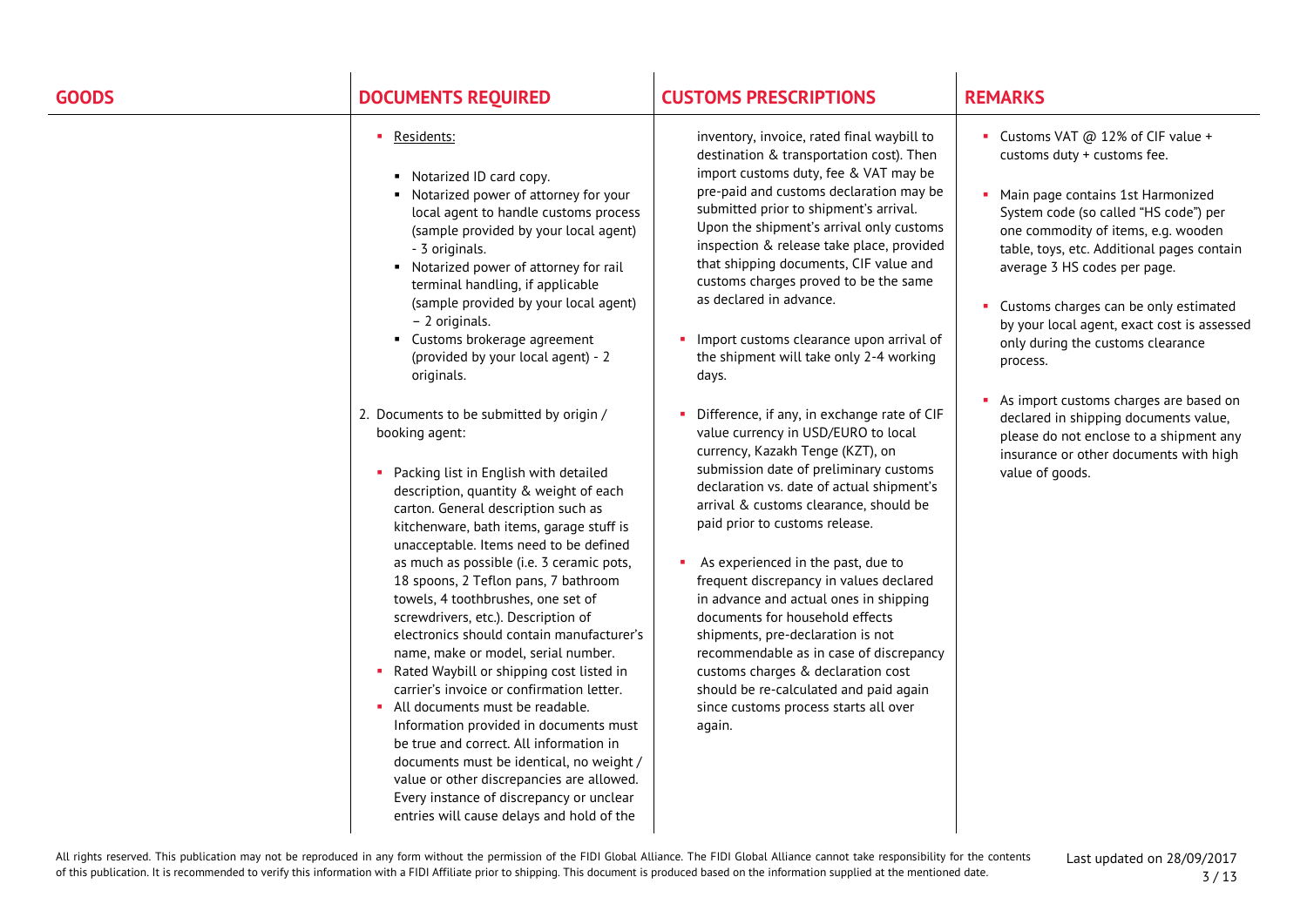| GOODS | DOCUMENTS REQUIRED | CUSTOMS PRESCRIPTIONS | REMARKS |
|---|---|---|---|
| | ▪ Residents:<br><br>▪ Notarized ID card copy.<br>▪ Notarized power of attorney for your local agent to handle customs process (sample provided by your local agent) - 3 originals.<br>▪ Notarized power of attorney for rail terminal handling, if applicable (sample provided by your local agent) – 2 originals.<br>▪ Customs brokerage agreement (provided by your local agent) - 2 originals.<br><br>2. Documents to be submitted by origin / booking agent:<br><br>▪ Packing list in English with detailed description, quantity & weight of each carton. General description such as kitchenware, bath items, garage stuff is unacceptable. Items need to be defined as much as possible (i.e. 3 ceramic pots, 18 spoons, 2 Teflon pans, 7 bathroom towels, 4 toothbrushes, one set of screwdrivers, etc.). Description of electronics should contain manufacturer's name, make or model, serial number.<br>▪ Rated Waybill or shipping cost listed in carrier's invoice or confirmation letter.<br>▪ All documents must be readable. Information provided in documents must be true and correct. All information in documents must be identical, no weight / value or other discrepancies are allowed. Every instance of discrepancy or unclear entries will cause delays and hold of the | inventory, invoice, rated final waybill to destination & transportation cost). Then import customs duty, fee & VAT may be pre-paid and customs declaration may be submitted prior to shipment's arrival. Upon the shipment's arrival only customs inspection & release take place, provided that shipping documents, CIF value and customs charges proved to be the same as declared in advance.<br><br>▪ Import customs clearance upon arrival of the shipment will take only 2-4 working days.<br><br>▪ Difference, if any, in exchange rate of CIF value currency in USD/EURO to local currency, Kazakh Tenge (KZT), on submission date of preliminary customs declaration vs. date of actual shipment's arrival & customs clearance, should be paid prior to customs release.<br><br>▪ As experienced in the past, due to frequent discrepancy in values declared in advance and actual ones in shipping documents for household effects shipments, pre-declaration is not recommendable as in case of discrepancy customs charges & declaration cost should be re-calculated and paid again since customs process starts all over again. | ▪ Customs VAT @ 12% of CIF value + customs duty + customs fee.<br><br>▪ Main page contains 1st Harmonized System code (so called "HS code") per one commodity of items, e.g. wooden table, toys, etc. Additional pages contain average 3 HS codes per page.<br><br>▪ Customs charges can be only estimated by your local agent, exact cost is assessed only during the customs clearance process.<br><br>▪ As import customs charges are based on declared in shipping documents value, please do not enclose to a shipment any insurance or other documents with high value of goods. |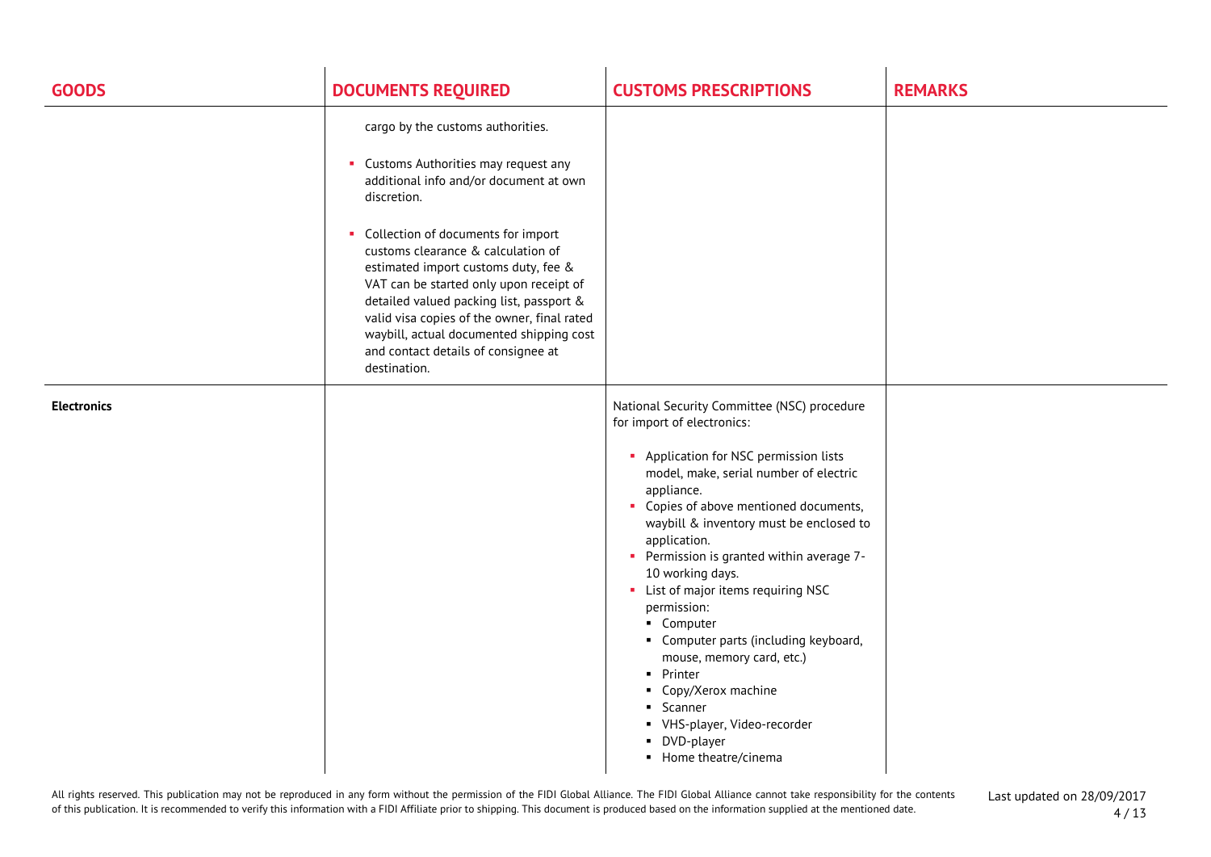| GOODS | DOCUMENTS REQUIRED | CUSTOMS PRESCRIPTIONS | REMARKS |
|---|---|---|---|
| | cargo by the customs authorities.<br><br>- Customs Authorities may request any additional info and/or document at own discretion.<br><br>- Collection of documents for import customs clearance & calculation of estimated import customs duty, fee & VAT can be started only upon receipt of detailed valued packing list, passport & valid visa copies of the owner, final rated waybill, actual documented shipping cost and contact details of consignee at destination. | | |
| **Electronics** | | National Security Committee (NSC) procedure for import of electronics:<br><br>- Application for NSC permission lists model, make, serial number of electric appliance.<br>- Copies of above mentioned documents, waybill & inventory must be enclosed to application.<br>- Permission is granted within average 7-10 working days.<br>- List of major items requiring NSC permission:<br>&nbsp;&nbsp;- Computer<br>&nbsp;&nbsp;- Computer parts (including keyboard, mouse, memory card, etc.)<br>&nbsp;&nbsp;- Printer<br>&nbsp;&nbsp;- Copy/Xerox machine<br>&nbsp;&nbsp;- Scanner<br>&nbsp;&nbsp;- VHS-player, Video-recorder<br>&nbsp;&nbsp;- DVD-player<br>&nbsp;&nbsp;- Home theatre/cinema | |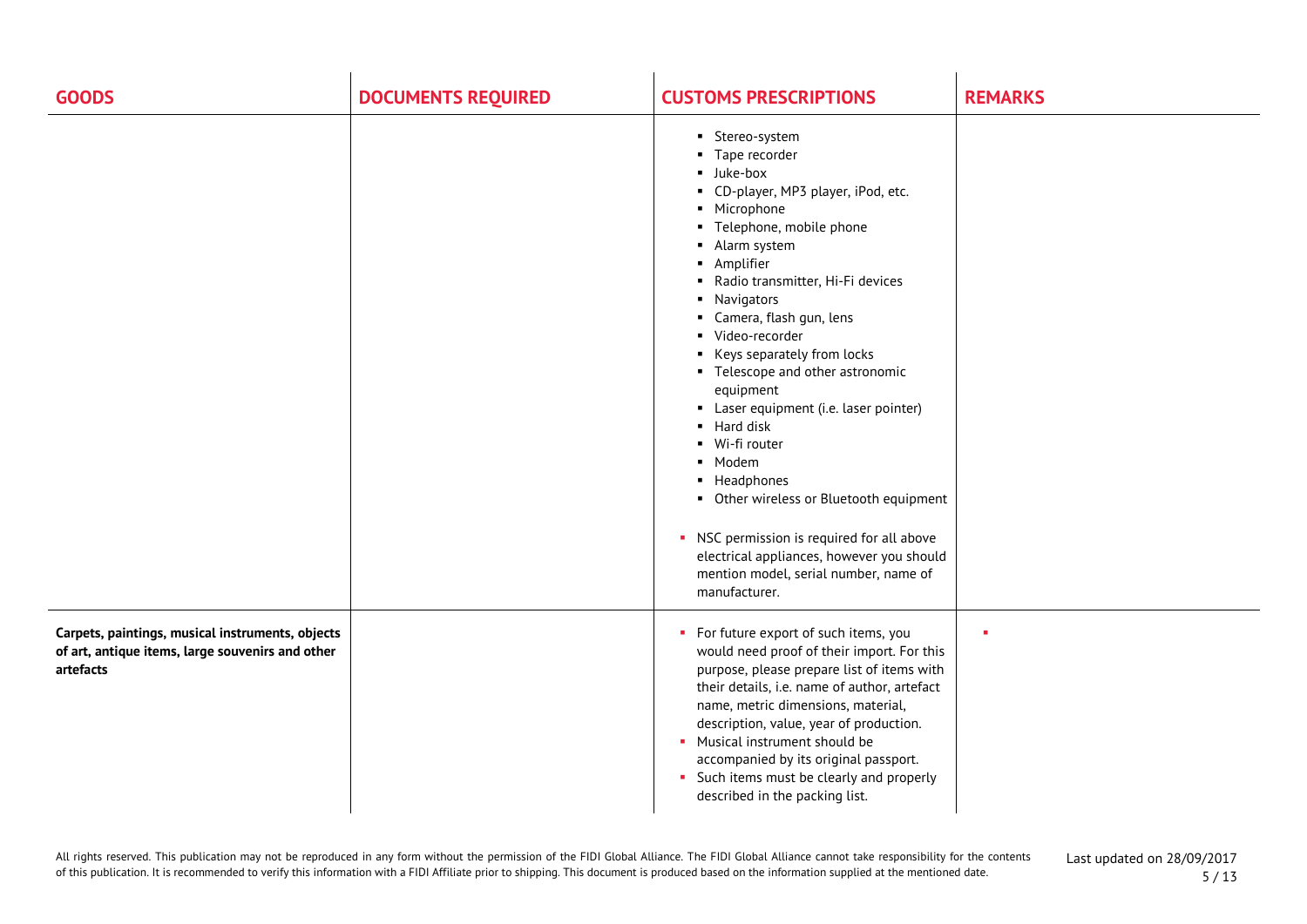| GOODS | DOCUMENTS REQUIRED | CUSTOMS PRESCRIPTIONS | REMARKS |
|---|---|---|---|
| | | ▪ Stereo-system<br>▪ Tape recorder<br>▪ Juke-box<br>▪ CD-player, MP3 player, iPod, etc.<br>▪ Microphone<br>▪ Telephone, mobile phone<br>▪ Alarm system<br>▪ Amplifier<br>▪ Radio transmitter, Hi-Fi devices<br>▪ Navigators<br>▪ Camera, flash gun, lens<br>▪ Video-recorder<br>▪ Keys separately from locks<br>▪ Telescope and other astronomic equipment<br>▪ Laser equipment (i.e. laser pointer)<br>▪ Hard disk<br>▪ Wi-fi router<br>▪ Modem<br>▪ Headphones<br>▪ Other wireless or Bluetooth equipment<br><br>▪ NSC permission is required for all above electrical appliances, however you should mention model, serial number, name of manufacturer. | |
| **Carpets, paintings, musical instruments, objects of art, antique items, large souvenirs and other artefacts** | | ▪ For future export of such items, you would need proof of their import. For this purpose, please prepare list of items with their details, i.e. name of author, artefact name, metric dimensions, material, description, value, year of production.<br>▪ Musical instrument should be accompanied by its original passport.<br>▪ Such items must be clearly and properly described in the packing list. | ▪ |

All rights reserved. This publication may not be reproduced in any form without the permission of the FIDI Global Alliance. The FIDI Global Alliance cannot take responsibility for the contents of this publication. It is recommended to verify this information with a FIDI Affiliate prior to shipping. This document is produced based on the information supplied at the mentioned date.

Last updated on 28/09/2017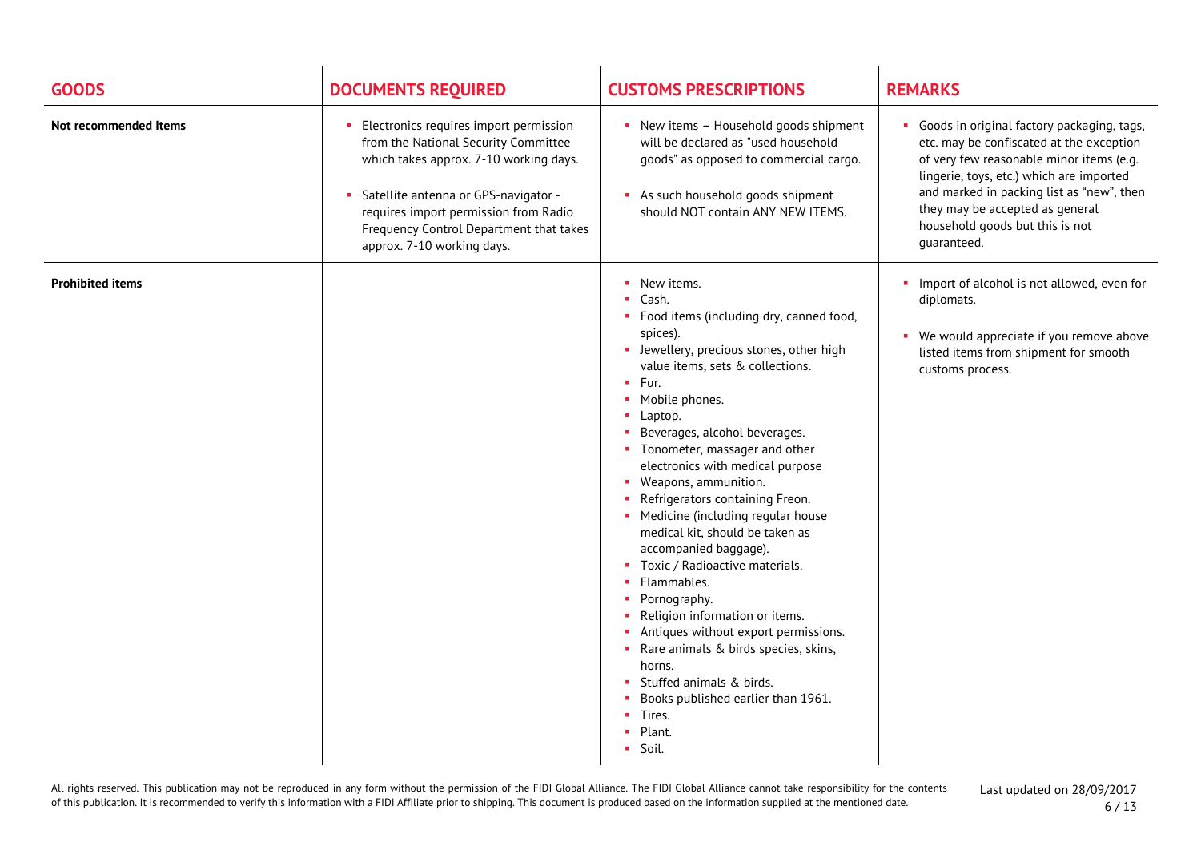| GOODS | DOCUMENTS REQUIRED | CUSTOMS PRESCRIPTIONS | REMARKS |
|---|---|---|---|
| **Not recommended Items** | • Electronics requires import permission from the National Security Committee which takes approx. 7-10 working days.<br><br>• Satellite antenna or GPS-navigator - requires import permission from Radio Frequency Control Department that takes approx. 7-10 working days. | • New items – Household goods shipment will be declared as "used household goods" as opposed to commercial cargo.<br><br>• As such household goods shipment should NOT contain ANY NEW ITEMS. | • Goods in original factory packaging, tags, etc. may be confiscated at the exception of very few reasonable minor items (e.g. lingerie, toys, etc.) which are imported and marked in packing list as "new", then they may be accepted as general household goods but this is not guaranteed. |
| **Prohibited items** | | • New items.<br>• Cash.<br>• Food items (including dry, canned food, spices).<br>• Jewellery, precious stones, other high value items, sets & collections.<br>• Fur.<br>• Mobile phones.<br>• Laptop.<br>• Beverages, alcohol beverages.<br>• Tonometer, massager and other electronics with medical purpose<br>• Weapons, ammunition.<br>• Refrigerators containing Freon.<br>• Medicine (including regular house medical kit, should be taken as accompanied baggage).<br>• Toxic / Radioactive materials.<br>• Flammables.<br>• Pornography.<br>• Religion information or items.<br>• Antiques without export permissions.<br>• Rare animals & birds species, skins, horns.<br>• Stuffed animals & birds.<br>• Books published earlier than 1961.<br>• Tires.<br>• Plant.<br>• Soil. | • Import of alcohol is not allowed, even for diplomats.<br><br>• We would appreciate if you remove above listed items from shipment for smooth customs process. |

All rights reserved. This publication may not be reproduced in any form without the permission of the FIDI Global Alliance. The FIDI Global Alliance cannot take responsibility for the contents of this publication. It is recommended to verify this information with a FIDI Affiliate prior to shipping. This document is produced based on the information supplied at the mentioned date.

Last updated on 28/09/2017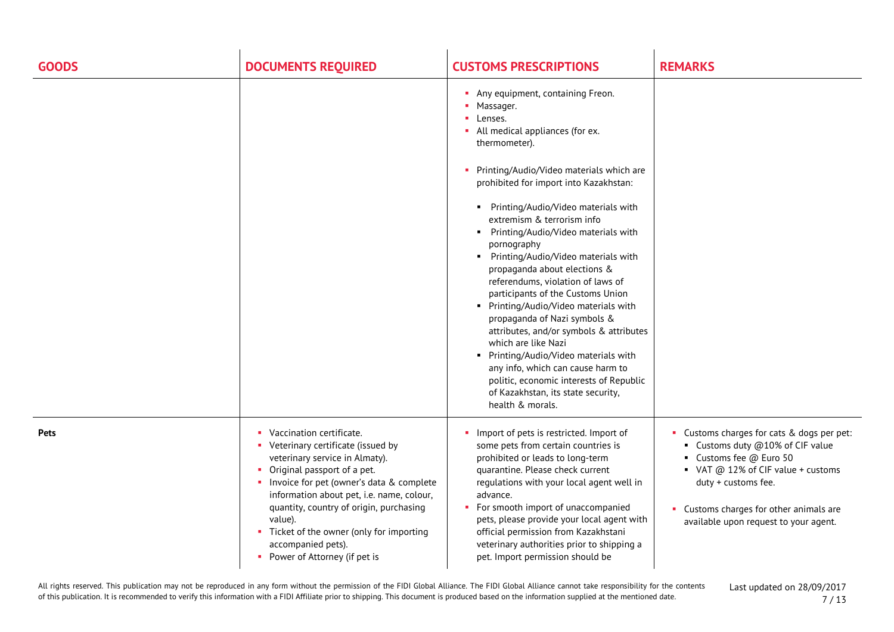| GOODS | DOCUMENTS REQUIRED | CUSTOMS PRESCRIPTIONS | REMARKS |
|---|---|---|---|
| | | • Any equipment, containing Freon.<br>• Massager.<br>• Lenses.<br>• All medical appliances (for ex. thermometer).<br><br>• Printing/Audio/Video materials which are prohibited for import into Kazakhstan:<br>&nbsp;&nbsp;▪ Printing/Audio/Video materials with extremism & terrorism info<br>&nbsp;&nbsp;▪ Printing/Audio/Video materials with pornography<br>&nbsp;&nbsp;▪ Printing/Audio/Video materials with propaganda about elections & referendums, violation of laws of participants of the Customs Union<br>&nbsp;&nbsp;▪ Printing/Audio/Video materials with propaganda of Nazi symbols & attributes, and/or symbols & attributes which are like Nazi<br>&nbsp;&nbsp;▪ Printing/Audio/Video materials with any info, which can cause harm to politic, economic interests of Republic of Kazakhstan, its state security, health & morals. | |
| **Pets** | • Vaccination certificate.<br>• Veterinary certificate (issued by veterinary service in Almaty).<br>• Original passport of a pet.<br>• Invoice for pet (owner's data & complete information about pet, i.e. name, colour, quantity, country of origin, purchasing value).<br>• Ticket of the owner (only for importing accompanied pets).<br>• Power of Attorney (if pet is | • Import of pets is restricted. Import of some pets from certain countries is prohibited or leads to long-term quarantine. Please check current regulations with your local agent well in advance.<br>• For smooth import of unaccompanied pets, please provide your local agent with official permission from Kazakhstani veterinary authorities prior to shipping a pet. Import permission should be | • Customs charges for cats & dogs per pet:<br>&nbsp;&nbsp;▪ Customs duty @10% of CIF value<br>&nbsp;&nbsp;▪ Customs fee @ Euro 50<br>&nbsp;&nbsp;▪ VAT @ 12% of CIF value + customs duty + customs fee.<br><br>• Customs charges for other animals are available upon request to your agent. |

All rights reserved. This publication may not be reproduced in any form without the permission of the FIDI Global Alliance. The FIDI Global Alliance cannot take responsibility for the contents of this publication. It is recommended to verify this information with a FIDI Affiliate prior to shipping. This document is produced based on the information supplied at the mentioned date.

Last updated on 28/09/2017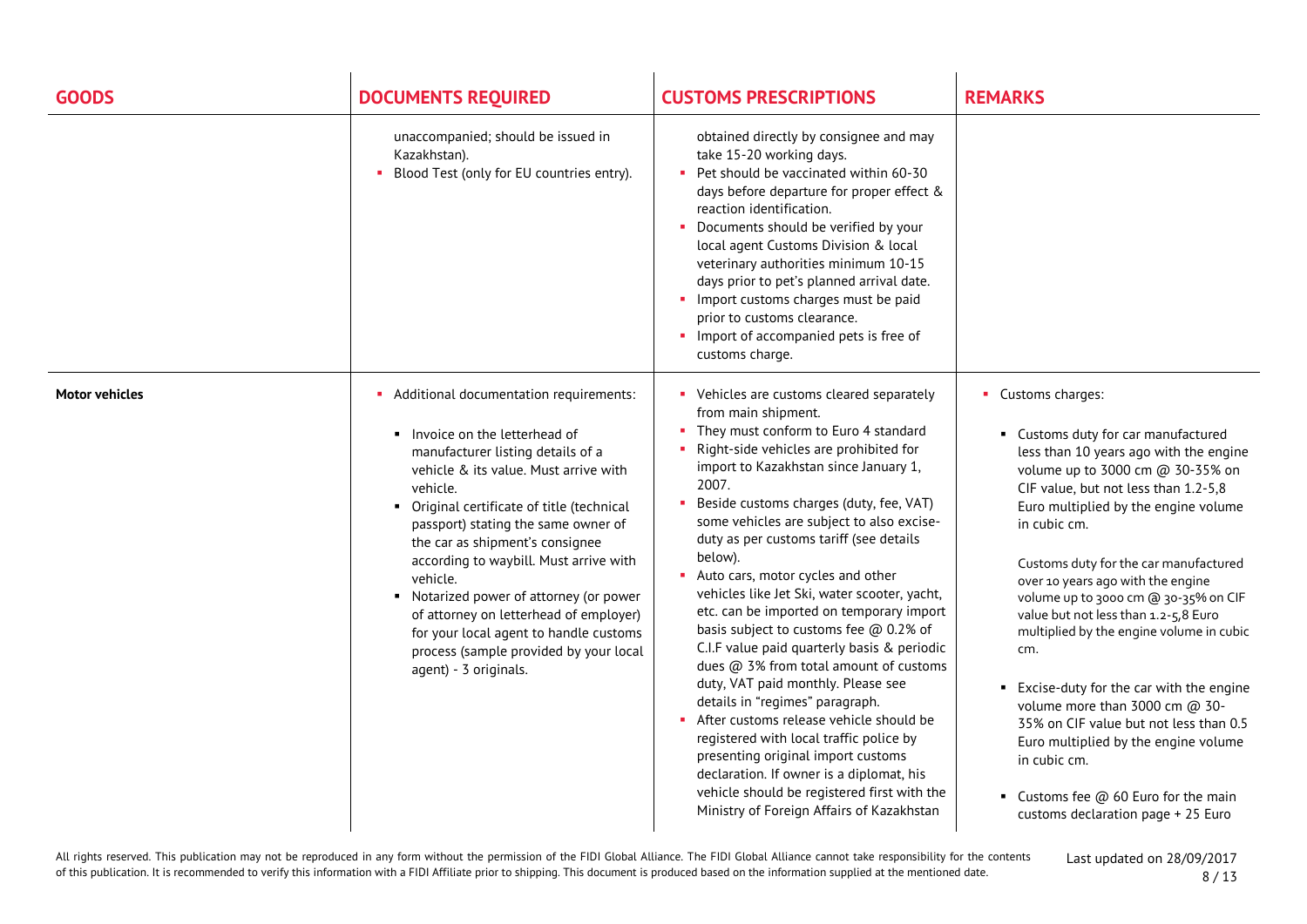| GOODS | DOCUMENTS REQUIRED | CUSTOMS PRESCRIPTIONS | REMARKS |
| --- | --- | --- | --- |
| | unaccompanied; should be issued in Kazakhstan).<br>▪ Blood Test (only for EU countries entry). | obtained directly by consignee and may take 15-20 working days.<br>▪ Pet should be vaccinated within 60-30 days before departure for proper effect & reaction identification.<br>▪ Documents should be verified by your local agent Customs Division & local veterinary authorities minimum 10-15 days prior to pet's planned arrival date.<br>▪ Import customs charges must be paid prior to customs clearance.<br>▪ Import of accompanied pets is free of customs charge. | |
| **Motor vehicles** | ▪ Additional documentation requirements:<br>▪ Invoice on the letterhead of manufacturer listing details of a vehicle & its value. Must arrive with vehicle.<br>▪ Original certificate of title (technical passport) stating the same owner of the car as shipment's consignee according to waybill. Must arrive with vehicle.<br>▪ Notarized power of attorney (or power of attorney on letterhead of employer) for your local agent to handle customs process (sample provided by your local agent) - 3 originals. | ▪ Vehicles are customs cleared separately from main shipment.<br>▪ They must conform to Euro 4 standard<br>▪ Right-side vehicles are prohibited for import to Kazakhstan since January 1, 2007.<br>▪ Beside customs charges (duty, fee, VAT) some vehicles are subject to also excise-duty as per customs tariff (see details below).<br>▪ Auto cars, motor cycles and other vehicles like Jet Ski, water scooter, yacht, etc. can be imported on temporary import basis subject to customs fee @ 0.2% of C.I.F value paid quarterly basis & periodic dues @ 3% from total amount of customs duty, VAT paid monthly. Please see details in "regimes" paragraph.<br>▪ After customs release vehicle should be registered with local traffic police by presenting original import customs declaration. If owner is a diplomat, his vehicle should be registered first with the Ministry of Foreign Affairs of Kazakhstan | ▪ Customs charges:<br>▪ Customs duty for car manufactured less than 10 years ago with the engine volume up to 3000 cm @ 30-35% on CIF value, but not less than 1.2-5,8 Euro multiplied by the engine volume in cubic cm.<br><br>Customs duty for the car manufactured over 10 years ago with the engine volume up to 3000 cm @ 30-35% on CIF value but not less than 1.2-5,8 Euro multiplied by the engine volume in cubic cm.<br><br>▪ Excise-duty for the car with the engine volume more than 3000 cm @ 30-35% on CIF value but not less than 0.5 Euro multiplied by the engine volume in cubic cm.<br><br>▪ Customs fee @ 60 Euro for the main customs declaration page + 25 Euro |

All rights reserved. This publication may not be reproduced in any form without the permission of the FIDI Global Alliance. The FIDI Global Alliance cannot take responsibility for the contents of this publication. It is recommended to verify this information with a FIDI Affiliate prior to shipping. This document is produced based on the information supplied at the mentioned date.

Last updated on 28/09/2017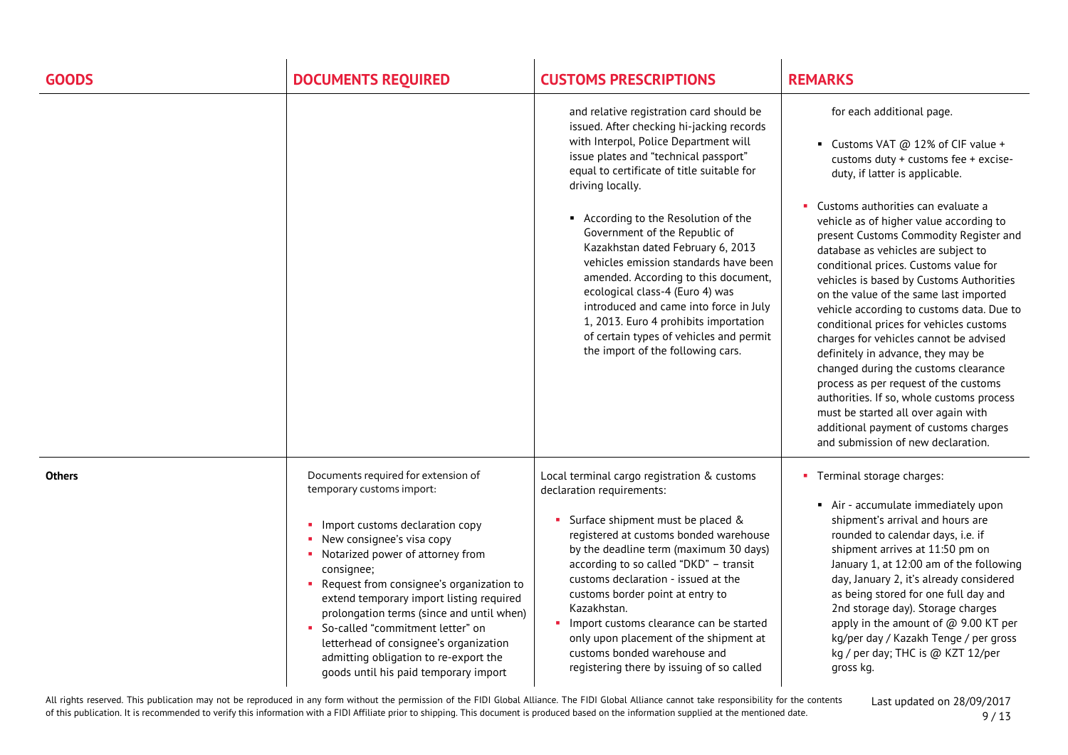| GOODS | DOCUMENTS REQUIRED | CUSTOMS PRESCRIPTIONS | REMARKS |
|---|---|---|---|
| | | and relative registration card should be issued. After checking hi-jacking records with Interpol, Police Department will issue plates and "technical passport" equal to certificate of title suitable for driving locally.<br><br>▪ According to the Resolution of the Government of the Republic of Kazakhstan dated February 6, 2013 vehicles emission standards have been amended. According to this document, ecological class-4 (Euro 4) was introduced and came into force in July 1, 2013. Euro 4 prohibits importation of certain types of vehicles and permit the import of the following cars. | for each additional page.<br><br>▪ Customs VAT @ 12% of CIF value + customs duty + customs fee + excise-duty, if latter is applicable.<br><br>▪ Customs authorities can evaluate a vehicle as of higher value according to present Customs Commodity Register and database as vehicles are subject to conditional prices. Customs value for vehicles is based by Customs Authorities on the value of the same last imported vehicle according to customs data. Due to conditional prices for vehicles customs charges for vehicles cannot be advised definitely in advance, they may be changed during the customs clearance process as per request of the customs authorities. If so, whole customs process must be started all over again with additional payment of customs charges and submission of new declaration. |
| **Others** | Documents required for extension of temporary customs import:<br><br>▪ Import customs declaration copy<br>▪ New consignee's visa copy<br>▪ Notarized power of attorney from consignee;<br>▪ Request from consignee's organization to extend temporary import listing required prolongation terms (since and until when)<br>▪ So-called "commitment letter" on letterhead of consignee's organization admitting obligation to re-export the goods until his paid temporary import | Local terminal cargo registration & customs declaration requirements:<br><br>▪ Surface shipment must be placed & registered at customs bonded warehouse by the deadline term (maximum 30 days) according to so called "DKD" – transit customs declaration - issued at the customs border point at entry to Kazakhstan.<br>▪ Import customs clearance can be started only upon placement of the shipment at customs bonded warehouse and registering there by issuing of so called | ▪ Terminal storage charges:<br><br>▪ Air - accumulate immediately upon shipment's arrival and hours are rounded to calendar days, i.e. if shipment arrives at 11:50 pm on January 1, at 12:00 am of the following day, January 2, it's already considered as being stored for one full day and 2nd storage day). Storage charges apply in the amount of @ 9.00 KT per kg/per day / Kazakh Tenge / per gross kg / per day; THC is @ KZT 12/per gross kg. |

All rights reserved. This publication may not be reproduced in any form without the permission of the FIDI Global Alliance. The FIDI Global Alliance cannot take responsibility for the contents of this publication. It is recommended to verify this information with a FIDI Affiliate prior to shipping. This document is produced based on the information supplied at the mentioned date.

Last updated on 28/09/2017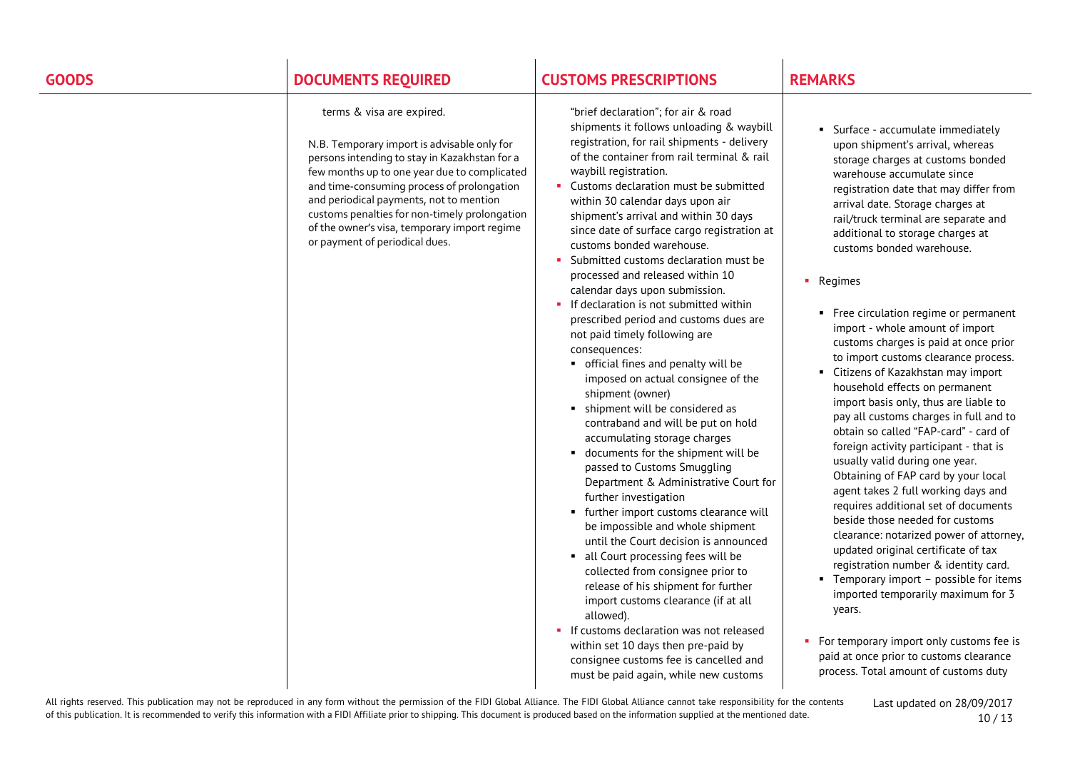| GOODS | DOCUMENTS REQUIRED | CUSTOMS PRESCRIPTIONS | REMARKS |
|---|---|---|---|
| | terms & visa are expired.<br><br>N.B. Temporary import is advisable only for persons intending to stay in Kazakhstan for a few months up to one year due to complicated and time-consuming process of prolongation and periodical payments, not to mention customs penalties for non-timely prolongation of the owner's visa, temporary import regime or payment of periodical dues. | "brief declaration"; for air & road shipments it follows unloading & waybill registration, for rail shipments - delivery of the container from rail terminal & rail waybill registration.<br>- Customs declaration must be submitted within 30 calendar days upon air shipment's arrival and within 30 days since date of surface cargo registration at customs bonded warehouse.<br>- Submitted customs declaration must be processed and released within 10 calendar days upon submission.<br>- If declaration is not submitted within prescribed period and customs dues are not paid timely following are consequences:<br>&nbsp;&nbsp;- official fines and penalty will be imposed on actual consignee of the shipment (owner)<br>&nbsp;&nbsp;- shipment will be considered as contraband and will be put on hold accumulating storage charges<br>&nbsp;&nbsp;- documents for the shipment will be passed to Customs Smuggling Department & Administrative Court for further investigation<br>&nbsp;&nbsp;- further import customs clearance will be impossible and whole shipment until the Court decision is announced<br>&nbsp;&nbsp;- all Court processing fees will be collected from consignee prior to release of his shipment for further import customs clearance (if at all allowed).<br>- If customs declaration was not released within set 10 days then pre-paid by consignee customs fee is cancelled and must be paid again, while new customs | - Surface - accumulate immediately upon shipment's arrival, whereas storage charges at customs bonded warehouse accumulate since registration date that may differ from arrival date. Storage charges at rail/truck terminal are separate and additional to storage charges at customs bonded warehouse.<br><br>- Regimes<br>&nbsp;&nbsp;- Free circulation regime or permanent import - whole amount of import customs charges is paid at once prior to import customs clearance process.<br>&nbsp;&nbsp;- Citizens of Kazakhstan may import household effects on permanent import basis only, thus are liable to pay all customs charges in full and to obtain so called "FAP-card" - card of foreign activity participant - that is usually valid during one year. Obtaining of FAP card by your local agent takes 2 full working days and requires additional set of documents beside those needed for customs clearance: notarized power of attorney, updated original certificate of tax registration number & identity card.<br>&nbsp;&nbsp;- Temporary import – possible for items imported temporarily maximum for 3 years.<br><br>- For temporary import only customs fee is paid at once prior to customs clearance process. Total amount of customs duty |

All rights reserved. This publication may not be reproduced in any form without the permission of the FIDI Global Alliance. The FIDI Global Alliance cannot take responsibility for the contents of this publication. It is recommended to verify this information with a FIDI Affiliate prior to shipping. This document is produced based on the information supplied at the mentioned date.

Last updated on 28/09/2017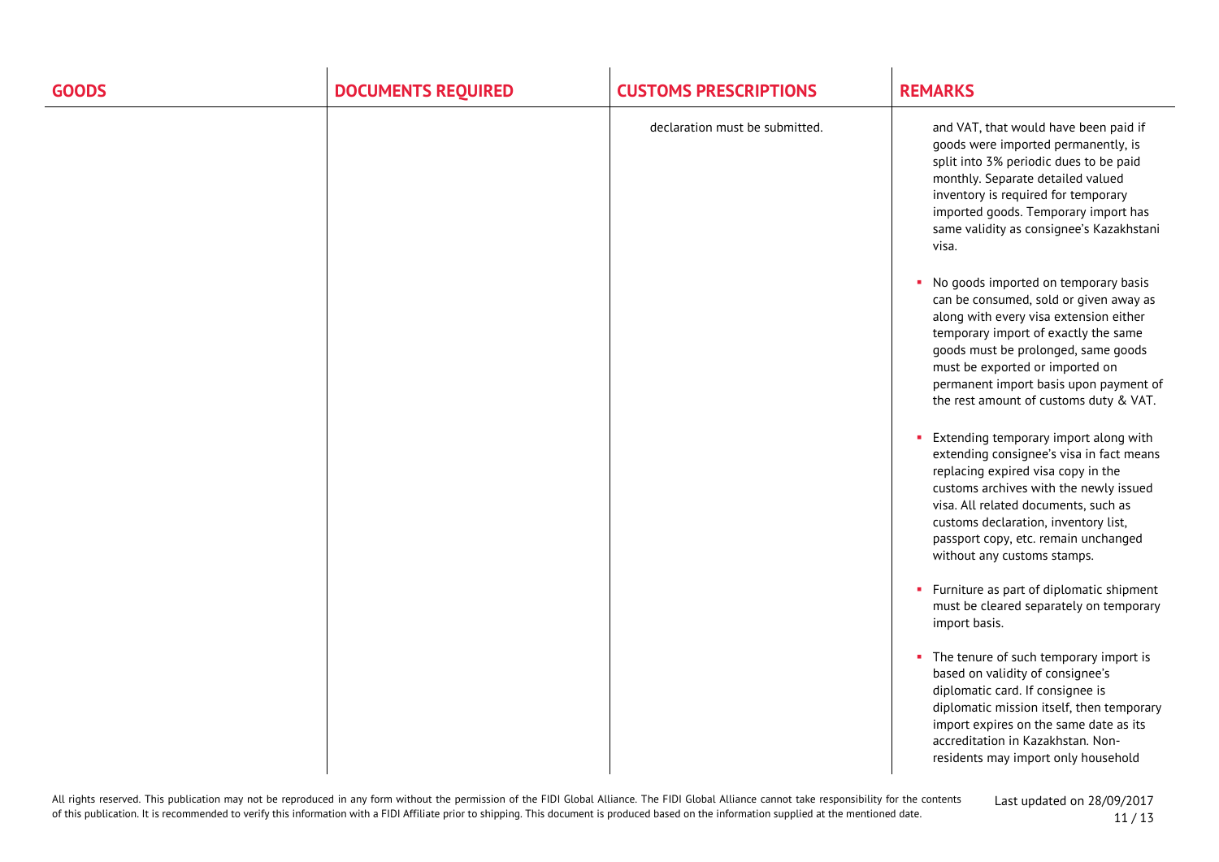| GOODS | DOCUMENTS REQUIRED | CUSTOMS PRESCRIPTIONS | REMARKS |
|---|---|---|---|
| | | declaration must be submitted. | and VAT, that would have been paid if goods were imported permanently, is split into 3% periodic dues to be paid monthly. Separate detailed valued inventory is required for temporary imported goods. Temporary import has same validity as consignee's Kazakhstani visa.<br><br>▪ No goods imported on temporary basis can be consumed, sold or given away as along with every visa extension either temporary import of exactly the same goods must be prolonged, same goods must be exported or imported on permanent import basis upon payment of the rest amount of customs duty & VAT.<br><br>▪ Extending temporary import along with extending consignee's visa in fact means replacing expired visa copy in the customs archives with the newly issued visa. All related documents, such as customs declaration, inventory list, passport copy, etc. remain unchanged without any customs stamps.<br><br>▪ Furniture as part of diplomatic shipment must be cleared separately on temporary import basis.<br><br>▪ The tenure of such temporary import is based on validity of consignee's diplomatic card. If consignee is diplomatic mission itself, then temporary import expires on the same date as its accreditation in Kazakhstan. Non-residents may import only household |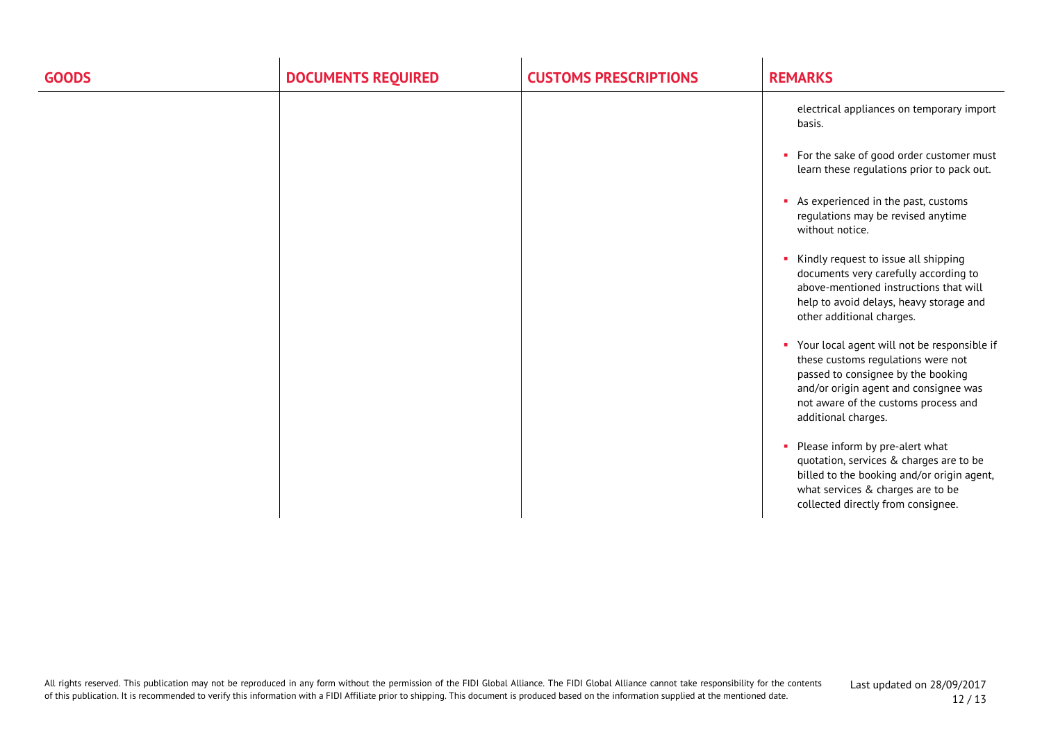| GOODS | DOCUMENTS REQUIRED | CUSTOMS PRESCRIPTIONS | REMARKS |
|---|---|---|---|
| | | | electrical appliances on temporary import basis.<br><br>- For the sake of good order customer must learn these regulations prior to pack out.<br><br>- As experienced in the past, customs regulations may be revised anytime without notice.<br><br>- Kindly request to issue all shipping documents very carefully according to above-mentioned instructions that will help to avoid delays, heavy storage and other additional charges.<br><br>- Your local agent will not be responsible if these customs regulations were not passed to consignee by the booking and/or origin agent and consignee was not aware of the customs process and additional charges.<br><br>- Please inform by pre-alert what quotation, services & charges are to be billed to the booking and/or origin agent, what services & charges are to be collected directly from consignee. |

All rights reserved. This publication may not be reproduced in any form without the permission of the FIDI Global Alliance. The FIDI Global Alliance cannot take responsibility for the contents of this publication. It is recommended to verify this information with a FIDI Affiliate prior to shipping. This document is produced based on the information supplied at the mentioned date.

Last updated on 28/09/2017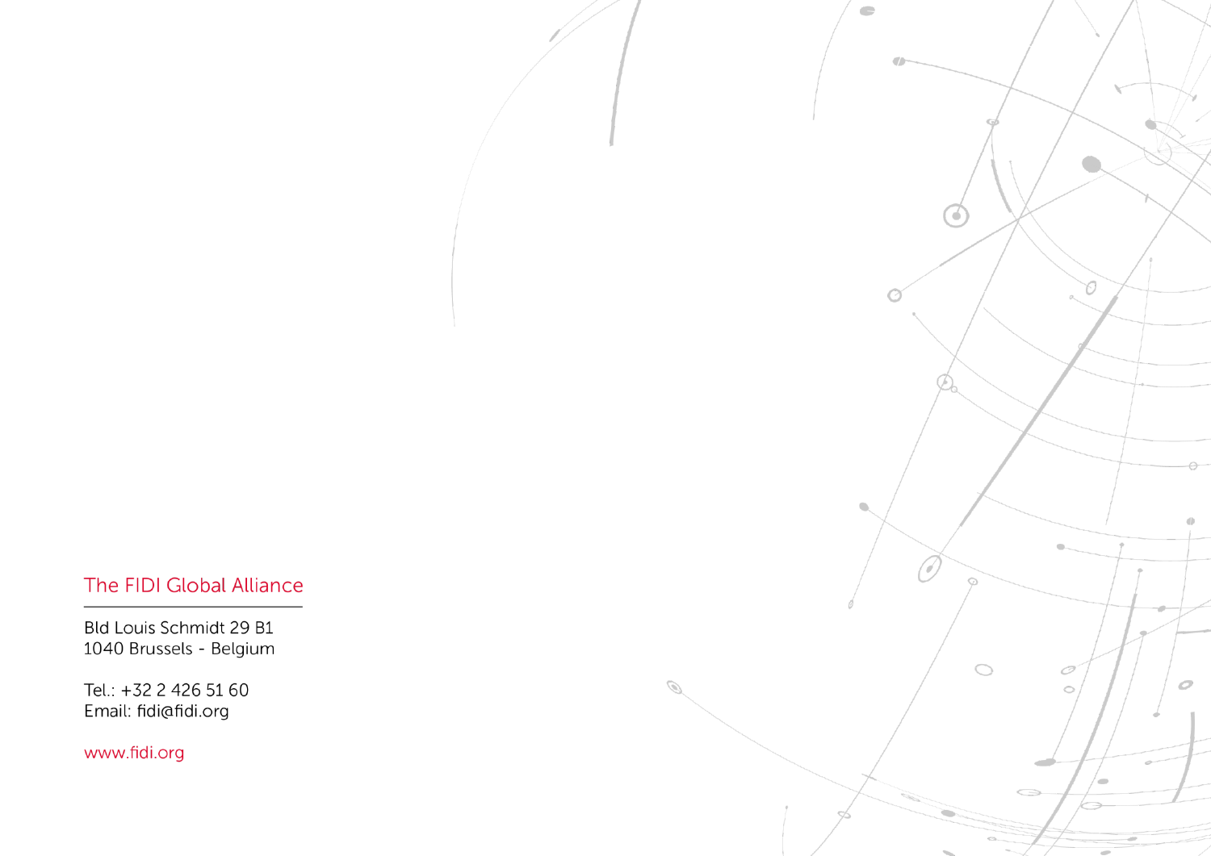The FIDI Global Alliance

Bld Louis Schmidt 29 B1
1040 Brussels - Belgium

Tel.: +32 2 426 51 60
Email: fidi@fidi.org

www.fidi.org